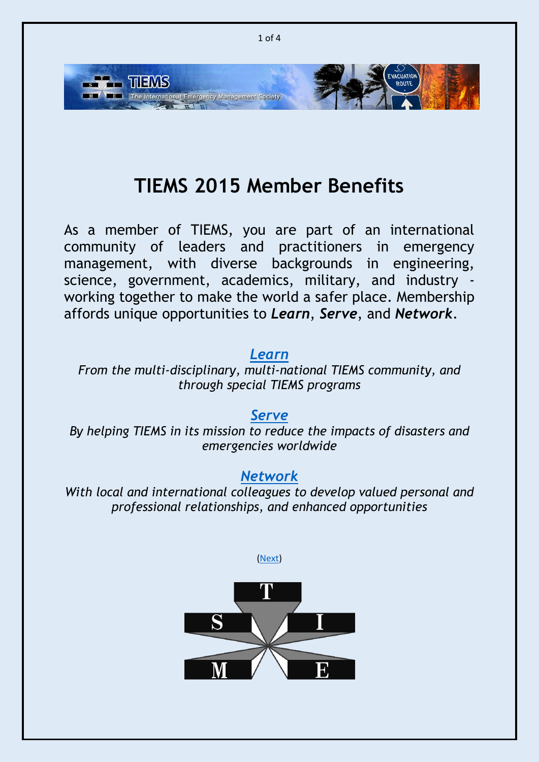# TIEMS 2015 Member Benefits

As a member of TIEMS, you are part of an international community of leaders and practitioners in emergency management, with diverse backgrounds in engineering, science, government, academics, military, and industry - working together to make the world a safer place. Membership affords unique opportunities to ***Learn***, ***Serve***, and ***Network***.

## *Learn*

*From the multi-disciplinary, multi-national TIEMS community, and through special TIEMS programs*

## *Serve*

*By helping TIEMS in its mission to reduce the impacts of disasters and emergencies worldwide*

## *Network*

*With local and international colleagues to develop valued personal and professional relationships, and enhanced opportunities*

(Next)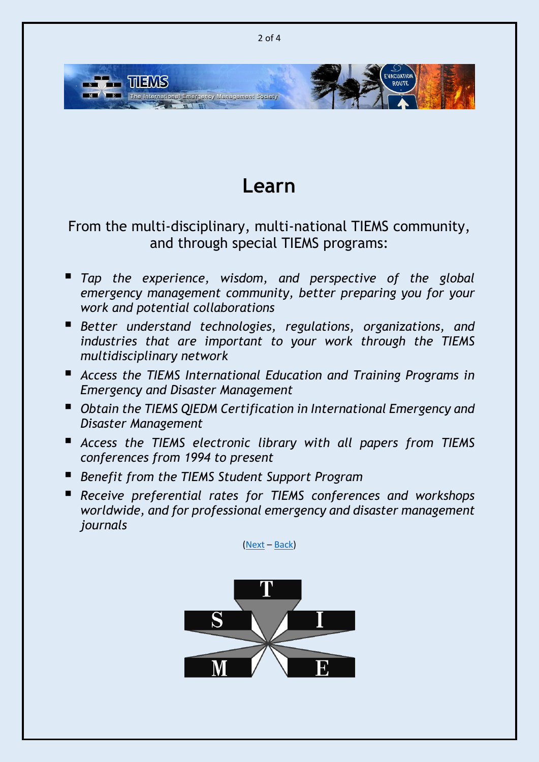# Learn

From the multi-disciplinary, multi-national TIEMS community, and through special TIEMS programs:

- *Tap the experience, wisdom, and perspective of the global emergency management community, better preparing you for your work and potential collaborations*
- *Better understand technologies, regulations, organizations, and industries that are important to your work through the TIEMS multidisciplinary network*
- *Access the TIEMS International Education and Training Programs in Emergency and Disaster Management*
- *Obtain the TIEMS QIEDM Certification in International Emergency and Disaster Management*
- *Access the TIEMS electronic library with all papers from TIEMS conferences from 1994 to present*
- *Benefit from the TIEMS Student Support Program*
- *Receive preferential rates for TIEMS conferences and workshops worldwide, and for professional emergency and disaster management journals*

(Next – Back)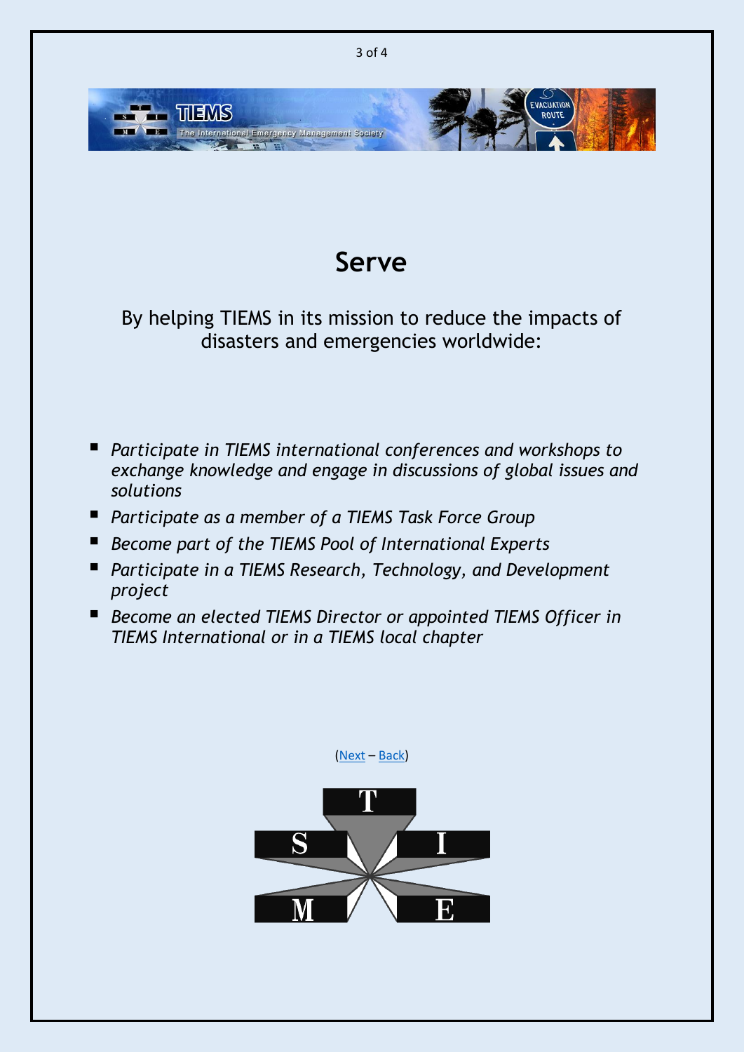# Serve

By helping TIEMS in its mission to reduce the impacts of disasters and emergencies worldwide:

- *Participate in TIEMS international conferences and workshops to exchange knowledge and engage in discussions of global issues and solutions*
- *Participate as a member of a TIEMS Task Force Group*
- *Become part of the TIEMS Pool of International Experts*
- *Participate in a TIEMS Research, Technology, and Development project*
- *Become an elected TIEMS Director or appointed TIEMS Officer in TIEMS International or in a TIEMS local chapter*

(Next – Back)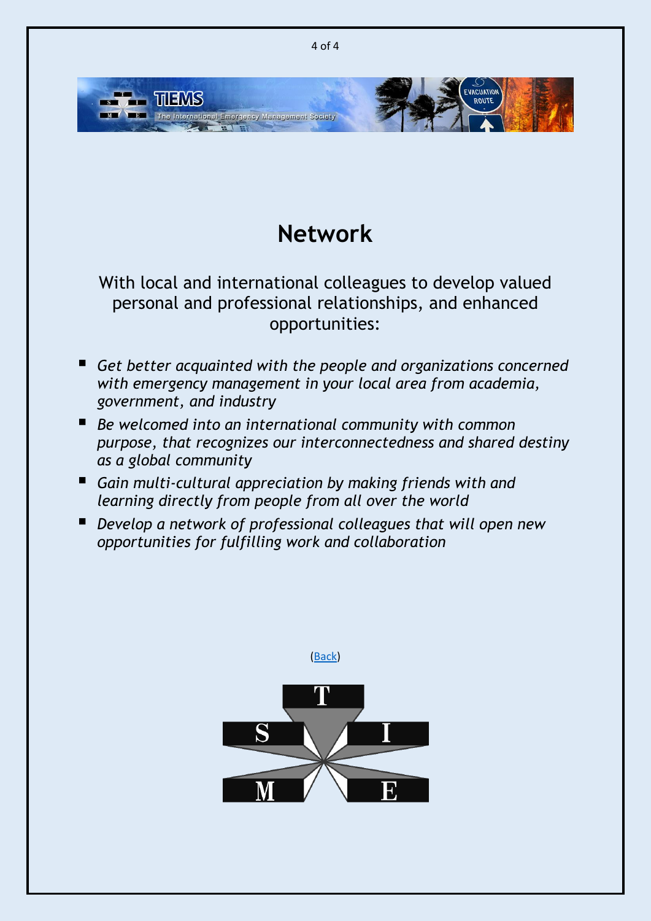# Network

With local and international colleagues to develop valued personal and professional relationships, and enhanced opportunities:

- *Get better acquainted with the people and organizations concerned with emergency management in your local area from academia, government, and industry*
- *Be welcomed into an international community with common purpose, that recognizes our interconnectedness and shared destiny as a global community*
- *Gain multi-cultural appreciation by making friends with and learning directly from people from all over the world*
- *Develop a network of professional colleagues that will open new opportunities for fulfilling work and collaboration*

(Back)